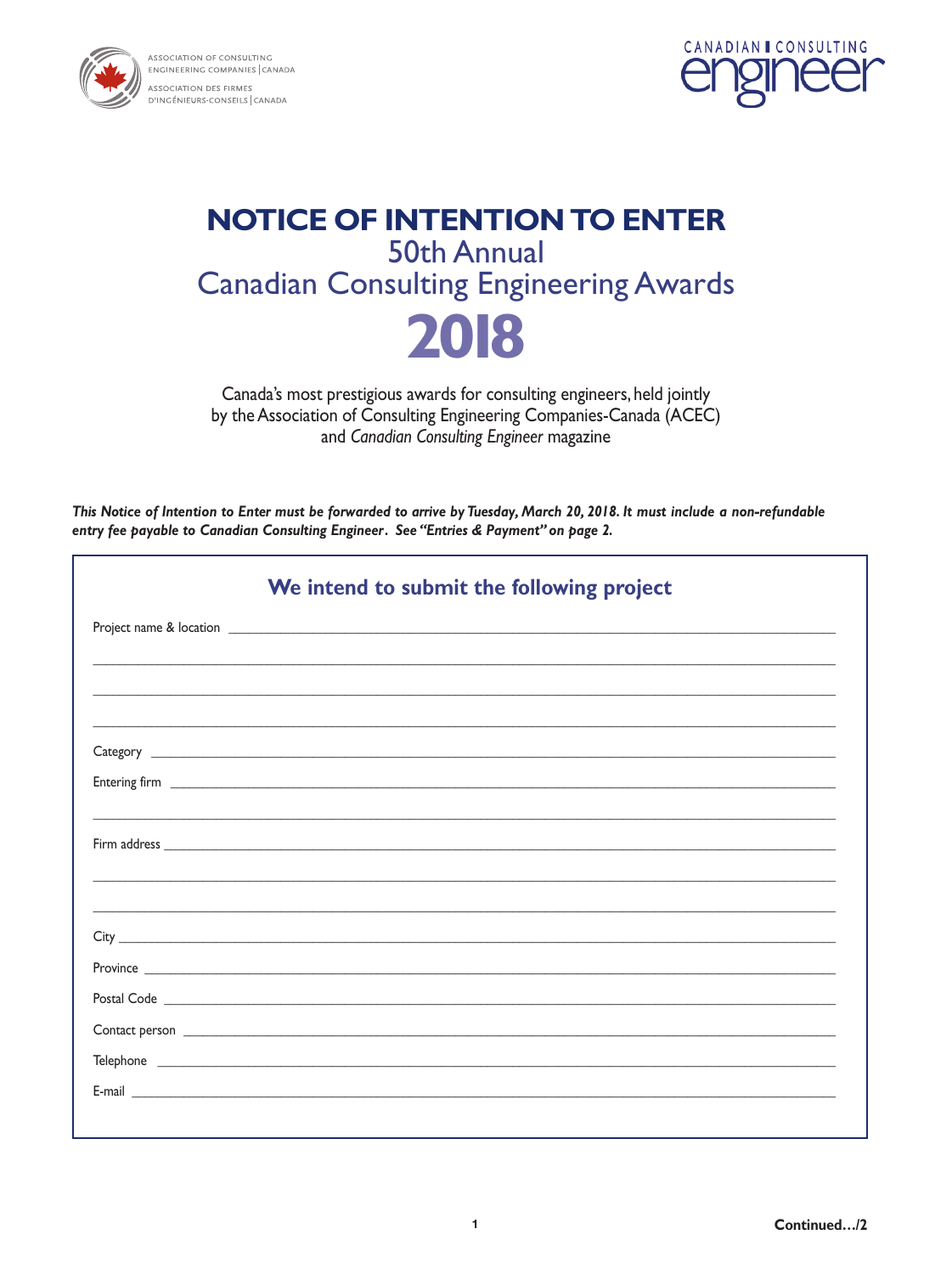ASSOCIATION OF CONSULTING ENGINEERING COMPANIES | CANADA

ASSOCIATION DES FIRMES D'INGÉNIEURS-CONSEILS | CANADA

CANADIAN CONSULTING engineer

# NOTICE OF INTENTION TO ENTER

## 50th Annual Canadian Consulting Engineering Awards

# 2018

Canada's most prestigious awards for consulting engineers, held jointly by the Association of Consulting Engineering Companies-Canada (ACEC) and *Canadian Consulting Engineer* magazine

***This Notice of Intention to Enter must be forwarded to arrive by Tuesday, March 20, 2018. It must include a non-refundable entry fee payable to Canadian Consulting Engineer. See "Entries & Payment" on page 2.***

## We intend to submit the following project

Project name & location ______________________________________________

______________________________________________

______________________________________________

______________________________________________

Category ______________________________________________

Entering firm ______________________________________________

______________________________________________

Firm address ______________________________________________

______________________________________________

______________________________________________

City ______________________________________________

Province ______________________________________________

Postal Code ______________________________________________

Contact person ______________________________________________

Telephone ______________________________________________

E-mail ______________________________________________

**Continued…/2**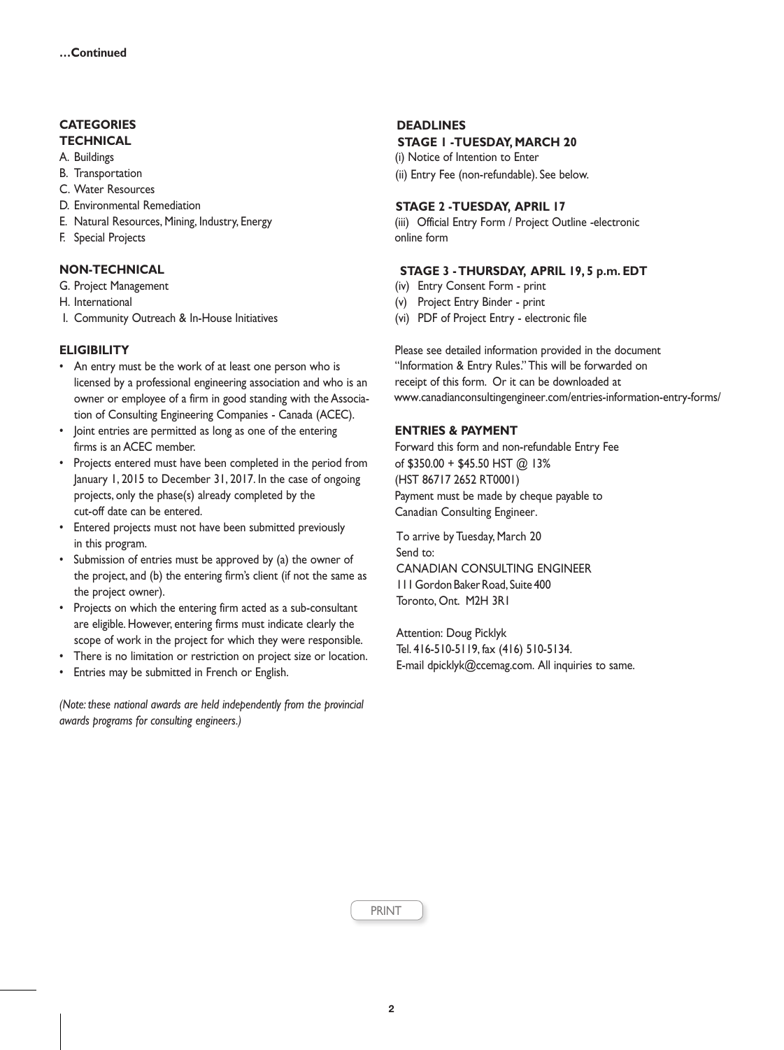**…Continued**

## CATEGORIES

### TECHNICAL

A. Buildings
B. Transportation
C. Water Resources
D. Environmental Remediation
E. Natural Resources, Mining, Industry, Energy
F. Special Projects

### NON-TECHNICAL

G. Project Management
H. International
I. Community Outreach & In-House Initiatives

### ELIGIBILITY

- An entry must be the work of at least one person who is licensed by a professional engineering association and who is an owner or employee of a firm in good standing with the Association of Consulting Engineering Companies - Canada (ACEC).
- Joint entries are permitted as long as one of the entering firms is an ACEC member.
- Projects entered must have been completed in the period from January 1, 2015 to December 31, 2017. In the case of ongoing projects, only the phase(s) already completed by the cut-off date can be entered.
- Entered projects must not have been submitted previously in this program.
- Submission of entries must be approved by (a) the owner of the project, and (b) the entering firm's client (if not the same as the project owner).
- Projects on which the entering firm acted as a sub-consultant are eligible. However, entering firms must indicate clearly the scope of work in the project for which they were responsible.
- There is no limitation or restriction on project size or location.
- Entries may be submitted in French or English.

*(Note: these national awards are held independently from the provincial awards programs for consulting engineers.)*

## DEADLINES

### STAGE 1 - TUESDAY, MARCH 20

(i) Notice of Intention to Enter
(ii) Entry Fee (non-refundable). See below.

### STAGE 2 - TUESDAY, APRIL 17

(iii) Official Entry Form / Project Outline - electronic online form

### STAGE 3 - THURSDAY, APRIL 19, 5 p.m. EDT

(iv) Entry Consent Form - print
(v) Project Entry Binder - print
(vi) PDF of Project Entry - electronic file

Please see detailed information provided in the document "Information & Entry Rules." This will be forwarded on receipt of this form. Or it can be downloaded at www.canadianconsultingengineer.com/entries-information-entry-forms/

### ENTRIES & PAYMENT

Forward this form and non-refundable Entry Fee of $350.00 + $45.50 HST @ 13%
(HST 86717 2652 RT0001)
Payment must be made by cheque payable to Canadian Consulting Engineer.

To arrive by Tuesday, March 20
Send to:
CANADIAN CONSULTING ENGINEER
111 Gordon Baker Road, Suite 400
Toronto, Ont. M2H 3R1

Attention: Doug Picklyk
Tel. 416-510-5119, fax (416) 510-5134.
E-mail dpicklyk@ccemag.com. All inquiries to same.

PRINT